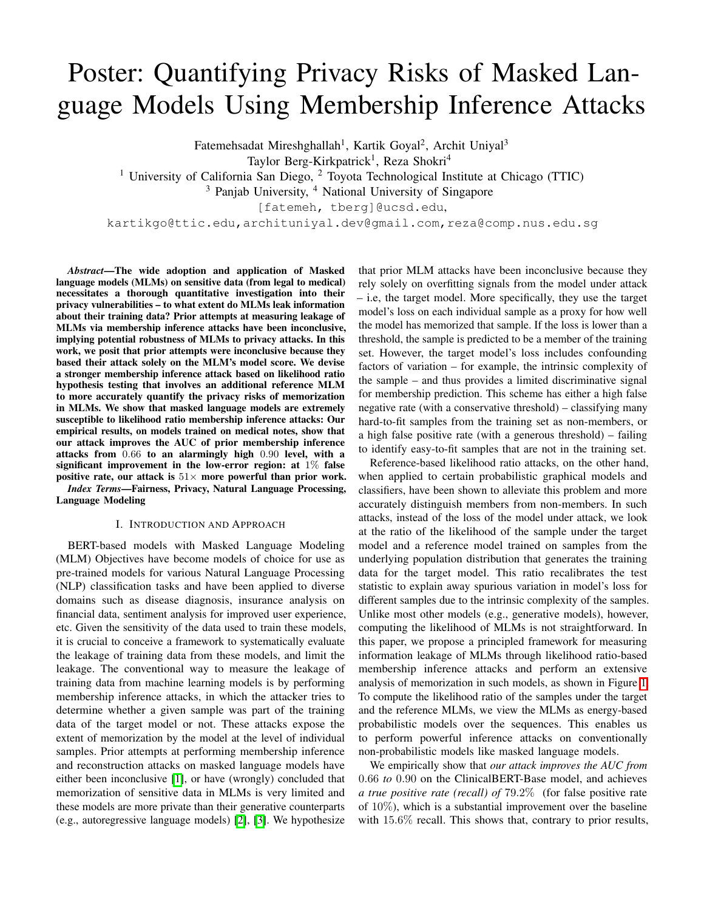# Poster: Quantifying Privacy Risks of Masked Language Models Using Membership Inference Attacks

Fatemehsadat Mireshghallah[1], Kartik Goyal[2], Archit Uniyal[3]
Taylor Berg-Kirkpatrick[1], Reza Shokri[4]
[1] University of California San Diego, [2] Toyota Technological Institute at Chicago (TTIC)
[3] Panjab University, [4] National University of Singapore
[fatemeh, tberg]@ucsd.edu,
kartikgo@ttic.edu, archituniyal.dev@gmail.com, reza@comp.nus.edu.sg

***Abstract*—The wide adoption and application of Masked language models (MLMs) on sensitive data (from legal to medical) necessitates a thorough quantitative investigation into their privacy vulnerabilities – to what extent do MLMs leak information about their training data? Prior attempts at measuring leakage of MLMs via membership inference attacks have been inconclusive, implying potential robustness of MLMs to privacy attacks. In this work, we posit that prior attempts were inconclusive because they based their attack solely on the MLM's model score. We devise a stronger membership inference attack based on likelihood ratio hypothesis testing that involves an additional reference MLM to more accurately quantify the privacy risks of memorization in MLMs. We show that masked language models are extremely susceptible to likelihood ratio membership inference attacks: Our empirical results, on models trained on medical notes, show that our attack improves the AUC of prior membership inference attacks from $0.66$ to an alarmingly high $0.90$ level, with a significant improvement in the low-error region: at $1\%$ false positive rate, our attack is $51\times$ more powerful than prior work.**

***Index Terms*—Fairness, Privacy, Natural Language Processing, Language Modeling**

## I. Introduction and Approach

BERT-based models with Masked Language Modeling (MLM) Objectives have become models of choice for use as pre-trained models for various Natural Language Processing (NLP) classification tasks and have been applied to diverse domains such as disease diagnosis, insurance analysis on financial data, sentiment analysis for improved user experience, etc. Given the sensitivity of the data used to train these models, it is crucial to conceive a framework to systematically evaluate the leakage of training data from these models, and limit the leakage. The conventional way to measure the leakage of training data from machine learning models is by performing membership inference attacks, in which the attacker tries to determine whether a given sample was part of the training data of the target model or not. These attacks expose the extent of memorization by the model at the level of individual samples. Prior attempts at performing membership inference and reconstruction attacks on masked language models have either been inconclusive [1], or have (wrongly) concluded that memorization of sensitive data in MLMs is very limited and these models are more private than their generative counterparts (e.g., autoregressive language models) [2], [3]. We hypothesize that prior MLM attacks have been inconclusive because they rely solely on overfitting signals from the model under attack – i.e, the target model. More specifically, they use the target model's loss on each individual sample as a proxy for how well the model has memorized that sample. If the loss is lower than a threshold, the sample is predicted to be a member of the training set. However, the target model's loss includes confounding factors of variation – for example, the intrinsic complexity of the sample – and thus provides a limited discriminative signal for membership prediction. This scheme has either a high false negative rate (with a conservative threshold) – classifying many hard-to-fit samples from the training set as non-members, or a high false positive rate (with a generous threshold) – failing to identify easy-to-fit samples that are not in the training set.

Reference-based likelihood ratio attacks, on the other hand, when applied to certain probabilistic graphical models and classifiers, have been shown to alleviate this problem and more accurately distinguish members from non-members. In such attacks, instead of the loss of the model under attack, we look at the ratio of the likelihood of the sample under the target model and a reference model trained on samples from the underlying population distribution that generates the training data for the target model. This ratio recalibrates the test statistic to explain away spurious variation in model's loss for different samples due to the intrinsic complexity of the samples. Unlike most other models (e.g., generative models), however, computing the likelihood of MLMs is not straightforward. In this paper, we propose a principled framework for measuring information leakage of MLMs through likelihood ratio-based membership inference attacks and perform an extensive analysis of memorization in such models, as shown in Figure 1. To compute the likelihood ratio of the samples under the target and the reference MLMs, we view the MLMs as energy-based probabilistic models over the sequences. This enables us to perform powerful inference attacks on conventionally non-probabilistic models like masked language models.

We empirically show that *our attack improves the AUC from* $0.66$ *to* $0.90$ on the ClinicalBERT-Base model, and achieves *a true positive rate (recall) of* $79.2\%$ (for false positive rate of $10\%$), which is a substantial improvement over the baseline with $15.6\%$ recall. This shows that, contrary to prior results,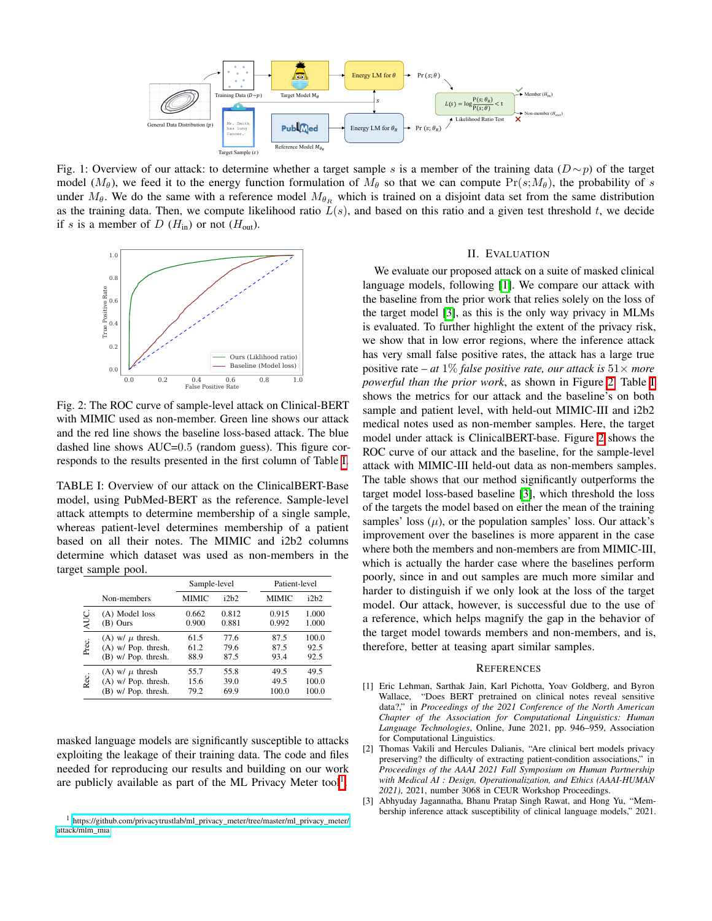General Data Distribution ($p$)

Training Data ($D \sim p$)

Target Sample ($s$)

Mr. Smith has lung Cancer.

Target Model $M_\theta$

Reference Model $M_{\theta_R}$

Energy LM for $\theta$

Energy LM for $\theta_R$

$s$

$\Pr(s;\theta)$

$\Pr(s;\theta_R)$

$L(s) = \log \frac{P(s;\theta_R)}{P(s;\theta)} < t$

Likelihood Ratio Test

Member ($H_{in}$)

Non-member ($H_{out}$)

Fig. 1: Overview of our attack: to determine whether a target sample $s$ is a member of the training data ($D \sim p$) of the target model ($M_\theta$), we feed it to the energy function formulation of $M_\theta$ so that we can compute $\Pr(s; M_\theta)$, the probability of $s$ under $M_\theta$. We do the same with a reference model $M_{\theta_R}$ which is trained on a disjoint data set from the same distribution as the training data. Then, we compute likelihood ratio $L(s)$, and based on this ratio and a given test threshold $t$, we decide if $s$ is a member of $D$ ($H_{\text{in}}$) or not ($H_{\text{out}}$).

True Positive Rate

False Positive Rate

1.0
0.8
0.6
0.4
0.2
0.0

0.0 0.2 0.4 0.6 0.8 1.0

Ours (Liklihood ratio)
Baseline (Model loss)

Fig. 2: The ROC curve of sample-level attack on Clinical-BERT with MIMIC used as non-member. Green line shows our attack and the red line shows the baseline loss-based attack. The blue dashed line shows AUC=0.5 (random guess). This figure corresponds to the results presented in the first column of Table I.

TABLE I: Overview of our attack on the ClinicalBERT-Base model, using PubMed-BERT as the reference. Sample-level attack attempts to determine membership of a single sample, whereas patient-level determines membership of a patient based on all their notes. The MIMIC and i2b2 columns determine which dataset was used as non-members in the target sample pool.

| | | Sample-level | | Patient-level | |
|---|---|---|---|---|---|
| | Non-members | MIMIC | i2b2 | MIMIC | i2b2 |
| AUC. | (A) Model loss | 0.662 | 0.812 | 0.915 | 1.000 |
| | (B) Ours | 0.900 | 0.881 | 0.992 | 1.000 |
| Prec. | (A) w/ $\mu$ thresh. | 61.5 | 77.6 | 87.5 | 100.0 |
| | (A) w/ Pop. thresh. | 61.2 | 79.6 | 87.5 | 92.5 |
| | (B) w/ Pop. thresh. | 88.9 | 87.5 | 93.4 | 92.5 |
| Rec. | (A) w/ $\mu$ thresh | 55.7 | 55.8 | 49.5 | 49.5 |
| | (A) w/ Pop. thresh. | 15.6 | 39.0 | 49.5 | 100.0 |
| | (B) w/ Pop. thresh. | 79.2 | 69.9 | 100.0 | 100.0 |

masked language models are significantly susceptible to attacks exploiting the leakage of their training data. The code and files needed for reproducing our results and building on our work are publicly available as part of the ML Privacy Meter tool[1].

[1] https://github.com/privacytrustlab/ml_privacy_meter/tree/master/ml_privacy_meter/attack/mlm_mia

## II. Evaluation

We evaluate our proposed attack on a suite of masked clinical language models, following [1]. We compare our attack with the baseline from the prior work that relies solely on the loss of the target model [3], as this is the only way privacy in MLMs is evaluated. To further highlight the extent of the privacy risk, we show that in low error regions, where the inference attack has very small false positive rates, the attack has a large true positive rate – *at 1% false positive rate, our attack is 51× more powerful than the prior work*, as shown in Figure 2. Table I shows the metrics for our attack and the baseline's on both sample and patient level, with held-out MIMIC-III and i2b2 medical notes used as non-member samples. Here, the target model under attack is ClinicalBERT-base. Figure 2 shows the ROC curve of our attack and the baseline, for the sample-level attack with MIMIC-III held-out data as non-members samples. The table shows that our method significantly outperforms the target model loss-based baseline [3], which threshold the loss of the targets the model based on either the mean of the training samples' loss ($\mu$), or the population samples' loss. Our attack's improvement over the baselines is more apparent in the case where both the members and non-members are from MIMIC-III, which is actually the harder case where the baselines perform poorly, since in and out samples are much more similar and harder to distinguish if we only look at the loss of the target model. Our attack, however, is successful due to the use of a reference, which helps magnify the gap in the behavior of the target model towards members and non-members, and is, therefore, better at teasing apart similar samples.

## References

[1] Eric Lehman, Sarthak Jain, Karl Pichotta, Yoav Goldberg, and Byron Wallace, "Does BERT pretrained on clinical notes reveal sensitive data?," in *Proceedings of the 2021 Conference of the North American Chapter of the Association for Computational Linguistics: Human Language Technologies*, Online, June 2021, pp. 946–959, Association for Computational Linguistics.

[2] Thomas Vakili and Hercules Dalianis, "Are clinical bert models privacy preserving? the difficulty of extracting patient-condition associations," in *Proceedings of the AAAI 2021 Fall Symposium on Human Partnership with Medical AI : Design, Operationalization, and Ethics (AAAI-HUMAN 2021)*, 2021, number 3068 in CEUR Workshop Proceedings.

[3] Abhyuday Jagannatha, Bhanu Pratap Singh Rawat, and Hong Yu, "Membership inference attack susceptibility of clinical language models," 2021.